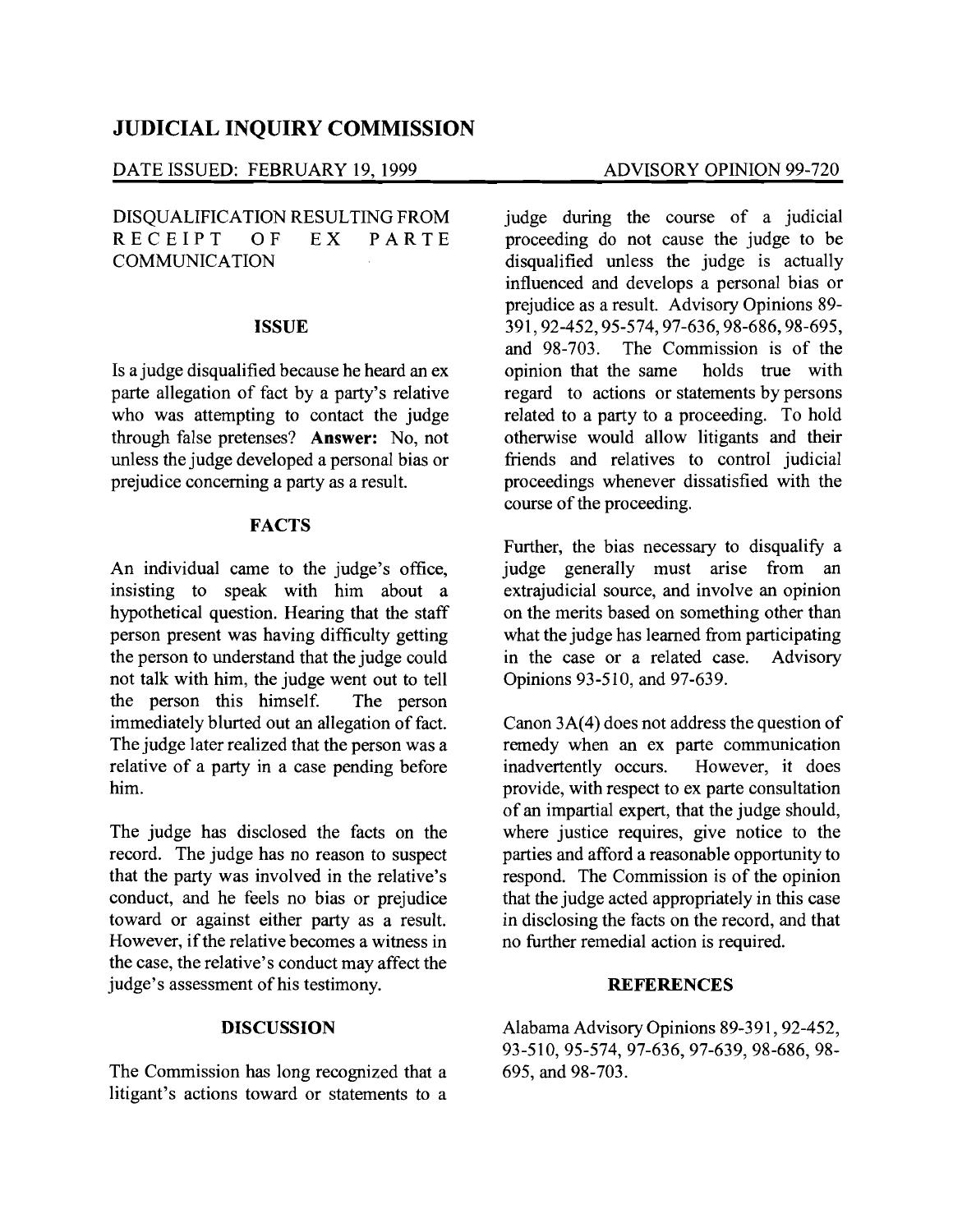# JUDICIAL INQUIRY COMMISSION

DATE ISSUED: FEBRUARY 19, 1999

ADVISORY OPINION 99-720

DISQUALIFICATION RESULTING FROM RECEIPT OF EX PARTE COMMUNICATION

## ISSUE

Is a judge disqualified because he heard an ex parte allegation of fact by a party's relative who was attempting to contact the judge through false pretenses? **Answer:** No, not unless the judge developed a personal bias or prejudice concerning a party as a result.

## FACTS

An individual came to the judge's office, insisting to speak with him about a hypothetical question. Hearing that the staff person present was having difficulty getting the person to understand that the judge could not talk with him, the judge went out to tell the person this himself. The person immediately blurted out an allegation of fact. The judge later realized that the person was a relative of a party in a case pending before him.

The judge has disclosed the facts on the record. The judge has no reason to suspect that the party was involved in the relative's conduct, and he feels no bias or prejudice toward or against either party as a result. However, if the relative becomes a witness in the case, the relative's conduct may affect the judge's assessment of his testimony.

## DISCUSSION

The Commission has long recognized that a litigant's actions toward or statements to a judge during the course of a judicial proceeding do not cause the judge to be disqualified unless the judge is actually influenced and develops a personal bias or prejudice as a result. Advisory Opinions 89-391, 92-452, 95-574, 97-636, 98-686, 98-695, and 98-703. The Commission is of the opinion that the same holds true with regard to actions or statements by persons related to a party to a proceeding. To hold otherwise would allow litigants and their friends and relatives to control judicial proceedings whenever dissatisfied with the course of the proceeding.

Further, the bias necessary to disqualify a judge generally must arise from an extrajudicial source, and involve an opinion on the merits based on something other than what the judge has learned from participating in the case or a related case. Advisory Opinions 93-510, and 97-639.

Canon 3A(4) does not address the question of remedy when an ex parte communication inadvertently occurs. However, it does provide, with respect to ex parte consultation of an impartial expert, that the judge should, where justice requires, give notice to the parties and afford a reasonable opportunity to respond. The Commission is of the opinion that the judge acted appropriately in this case in disclosing the facts on the record, and that no further remedial action is required.

## REFERENCES

Alabama Advisory Opinions 89-391, 92-452, 93-510, 95-574, 97-636, 97-639, 98-686, 98-695, and 98-703.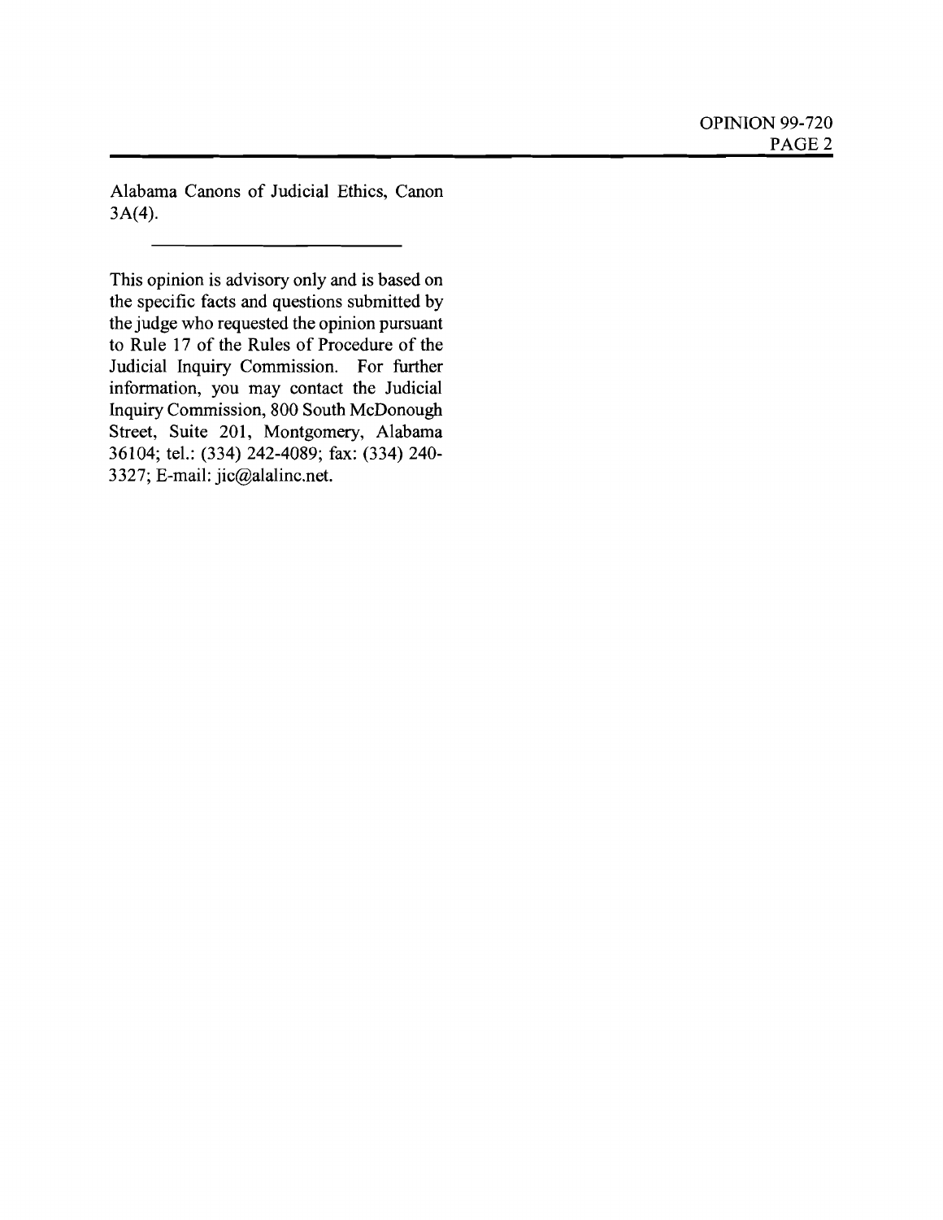Alabama Canons of Judicial Ethics, Canon 3A(4).

---

This opinion is advisory only and is based on the specific facts and questions submitted by the judge who requested the opinion pursuant to Rule 17 of the Rules of Procedure of the Judicial Inquiry Commission. For further information, you may contact the Judicial Inquiry Commission, 800 South McDonough Street, Suite 201, Montgomery, Alabama 36104; tel.: (334) 242-4089; fax: (334) 240-3327; E-mail: jic@alalinc.net.